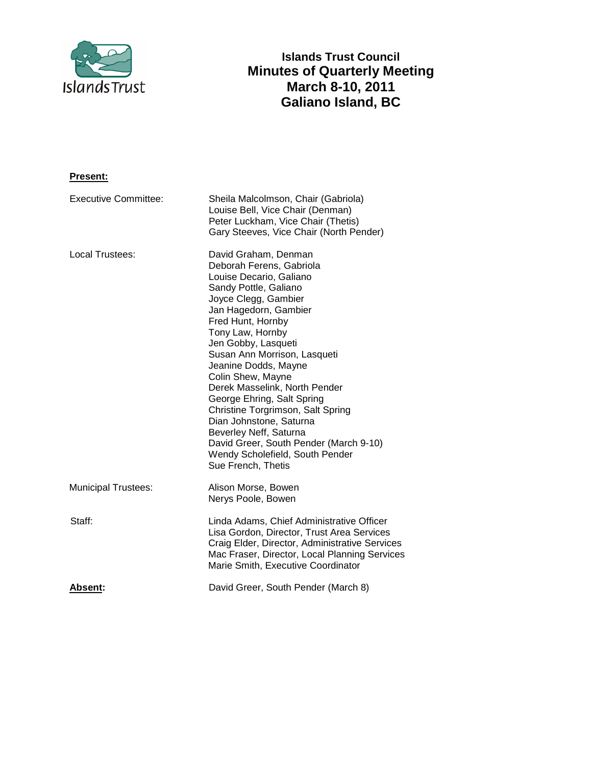# Islands Trust Council
## Minutes of Quarterly Meeting
## March 8-10, 2011
## Galiano Island, BC

**Present:**

| | |
|---|---|
| Executive Committee: | Sheila Malcolmson, Chair (Gabriola)<br>Louise Bell, Vice Chair (Denman)<br>Peter Luckham, Vice Chair (Thetis)<br>Gary Steeves, Vice Chair (North Pender) |
| Local Trustees: | David Graham, Denman<br>Deborah Ferens, Gabriola<br>Louise Decario, Galiano<br>Sandy Pottle, Galiano<br>Joyce Clegg, Gambier<br>Jan Hagedorn, Gambier<br>Fred Hunt, Hornby<br>Tony Law, Hornby<br>Jen Gobby, Lasqueti<br>Susan Ann Morrison, Lasqueti<br>Jeanine Dodds, Mayne<br>Colin Shew, Mayne<br>Derek Masselink, North Pender<br>George Ehring, Salt Spring<br>Christine Torgrimson, Salt Spring<br>Dian Johnstone, Saturna<br>Beverley Neff, Saturna<br>David Greer, South Pender (March 9-10)<br>Wendy Scholefield, South Pender<br>Sue French, Thetis |
| Municipal Trustees: | Alison Morse, Bowen<br>Nerys Poole, Bowen |
| Staff: | Linda Adams, Chief Administrative Officer<br>Lisa Gordon, Director, Trust Area Services<br>Craig Elder, Director, Administrative Services<br>Mac Fraser, Director, Local Planning Services<br>Marie Smith, Executive Coordinator |
| **Absent:** | David Greer, South Pender (March 8) |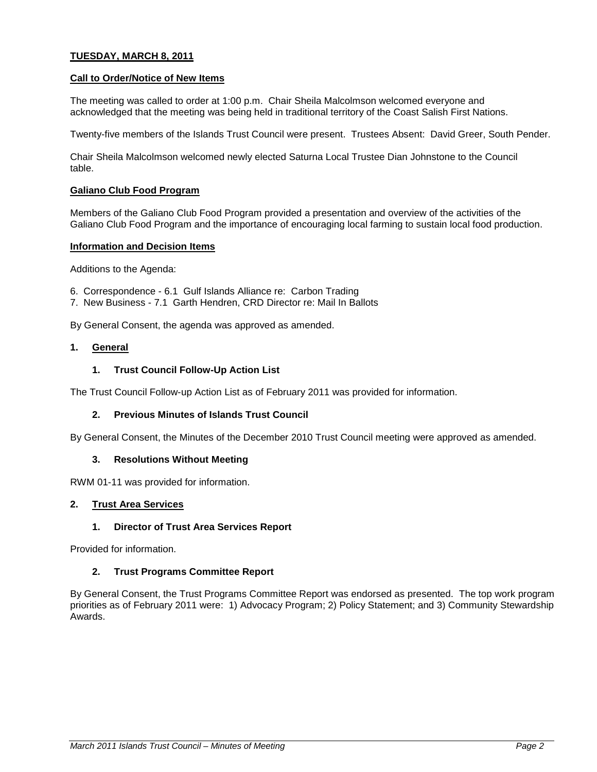**TUESDAY, MARCH 8, 2011**

**Call to Order/Notice of New Items**

The meeting was called to order at 1:00 p.m. Chair Sheila Malcolmson welcomed everyone and acknowledged that the meeting was being held in traditional territory of the Coast Salish First Nations.

Twenty-five members of the Islands Trust Council were present. Trustees Absent: David Greer, South Pender.

Chair Sheila Malcolmson welcomed newly elected Saturna Local Trustee Dian Johnstone to the Council table.

**Galiano Club Food Program**

Members of the Galiano Club Food Program provided a presentation and overview of the activities of the Galiano Club Food Program and the importance of encouraging local farming to sustain local food production.

**Information and Decision Items**

Additions to the Agenda:

6. Correspondence - 6.1 Gulf Islands Alliance re: Carbon Trading
7. New Business - 7.1 Garth Hendren, CRD Director re: Mail In Ballots

By General Consent, the agenda was approved as amended.

## 1. General

### 1. Trust Council Follow-Up Action List

The Trust Council Follow-up Action List as of February 2011 was provided for information.

### 2. Previous Minutes of Islands Trust Council

By General Consent, the Minutes of the December 2010 Trust Council meeting were approved as amended.

### 3. Resolutions Without Meeting

RWM 01-11 was provided for information.

## 2. Trust Area Services

### 1. Director of Trust Area Services Report

Provided for information.

### 2. Trust Programs Committee Report

By General Consent, the Trust Programs Committee Report was endorsed as presented. The top work program priorities as of February 2011 were: 1) Advocacy Program; 2) Policy Statement; and 3) Community Stewardship Awards.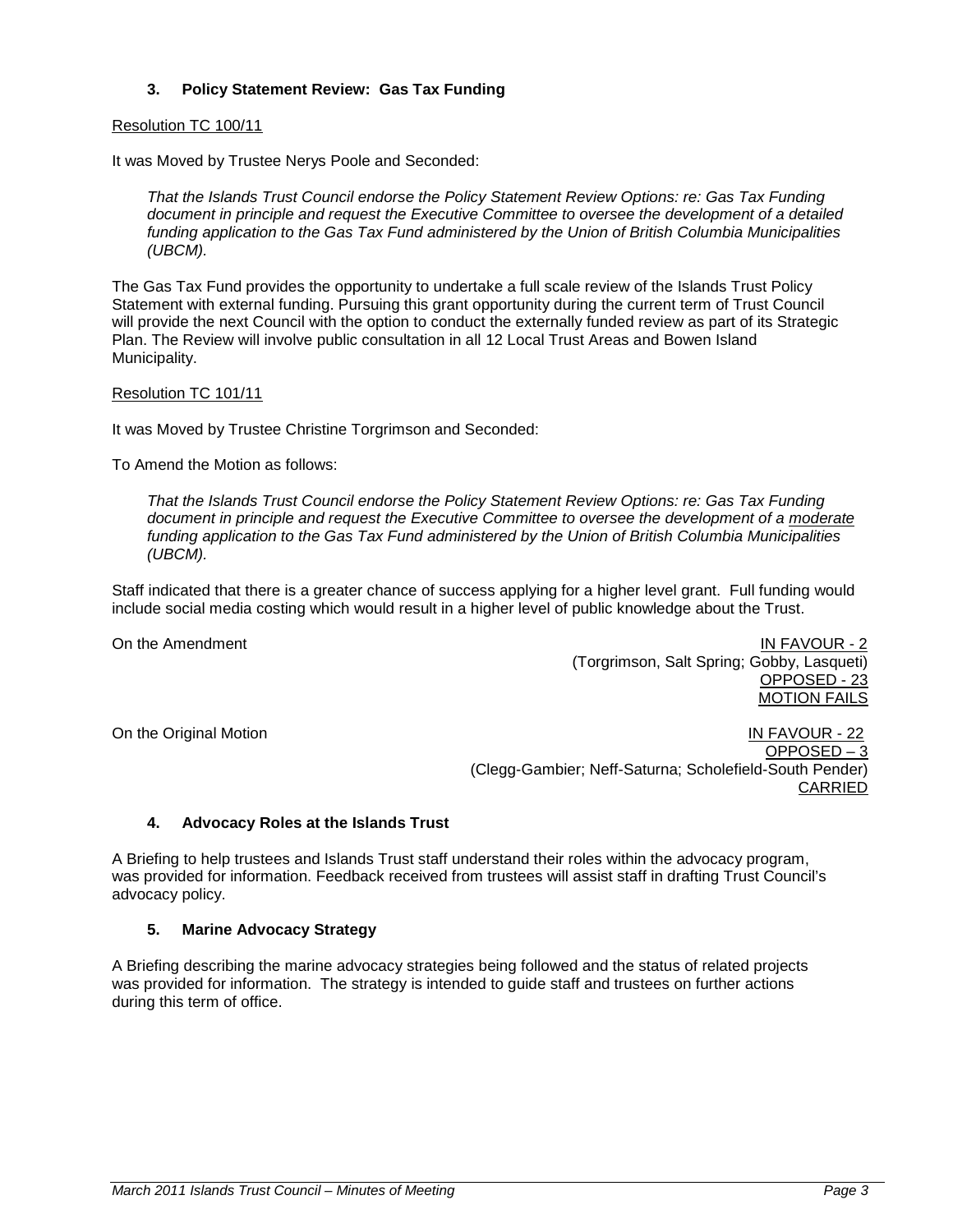### 3. Policy Statement Review: Gas Tax Funding

Resolution TC 100/11

It was Moved by Trustee Nerys Poole and Seconded:

*That the Islands Trust Council endorse the Policy Statement Review Options: re: Gas Tax Funding document in principle and request the Executive Committee to oversee the development of a detailed funding application to the Gas Tax Fund administered by the Union of British Columbia Municipalities (UBCM).*

The Gas Tax Fund provides the opportunity to undertake a full scale review of the Islands Trust Policy Statement with external funding. Pursuing this grant opportunity during the current term of Trust Council will provide the next Council with the option to conduct the externally funded review as part of its Strategic Plan. The Review will involve public consultation in all 12 Local Trust Areas and Bowen Island Municipality.

Resolution TC 101/11

It was Moved by Trustee Christine Torgrimson and Seconded:

To Amend the Motion as follows:

*That the Islands Trust Council endorse the Policy Statement Review Options: re: Gas Tax Funding document in principle and request the Executive Committee to oversee the development of a moderate funding application to the Gas Tax Fund administered by the Union of British Columbia Municipalities (UBCM).*

Staff indicated that there is a greater chance of success applying for a higher level grant. Full funding would include social media costing which would result in a higher level of public knowledge about the Trust.

On the Amendment
IN FAVOUR - 2
(Torgrimson, Salt Spring; Gobby, Lasqueti)
OPPOSED - 23
MOTION FAILS

On the Original Motion
IN FAVOUR - 22
OPPOSED – 3
(Clegg-Gambier; Neff-Saturna; Scholefield-South Pender)
CARRIED

### 4. Advocacy Roles at the Islands Trust

A Briefing to help trustees and Islands Trust staff understand their roles within the advocacy program, was provided for information. Feedback received from trustees will assist staff in drafting Trust Council's advocacy policy.

### 5. Marine Advocacy Strategy

A Briefing describing the marine advocacy strategies being followed and the status of related projects was provided for information. The strategy is intended to guide staff and trustees on further actions during this term of office.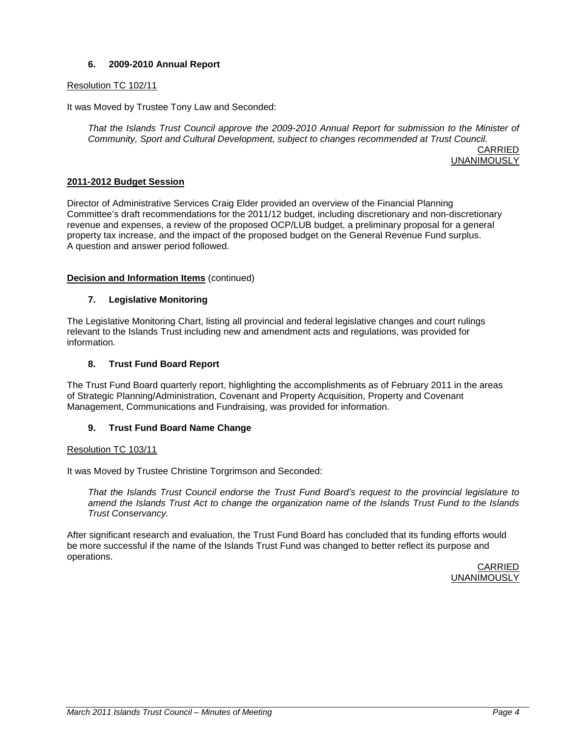### 6. 2009-2010 Annual Report

Resolution TC 102/11

It was Moved by Trustee Tony Law and Seconded:

> *That the Islands Trust Council approve the 2009-2010 Annual Report for submission to the Minister of Community, Sport and Cultural Development, subject to changes recommended at Trust Council.*

CARRIED
UNANIMOUSLY

## 2011-2012 Budget Session

Director of Administrative Services Craig Elder provided an overview of the Financial Planning Committee's draft recommendations for the 2011/12 budget, including discretionary and non-discretionary revenue and expenses, a review of the proposed OCP/LUB budget, a preliminary proposal for a general property tax increase, and the impact of the proposed budget on the General Revenue Fund surplus. A question and answer period followed.

## Decision and Information Items (continued)

### 7. Legislative Monitoring

The Legislative Monitoring Chart, listing all provincial and federal legislative changes and court rulings relevant to the Islands Trust including new and amendment acts and regulations, was provided for information.

### 8. Trust Fund Board Report

The Trust Fund Board quarterly report, highlighting the accomplishments as of February 2011 in the areas of Strategic Planning/Administration, Covenant and Property Acquisition, Property and Covenant Management, Communications and Fundraising, was provided for information.

### 9. Trust Fund Board Name Change

Resolution TC 103/11

It was Moved by Trustee Christine Torgrimson and Seconded:

> *That the Islands Trust Council endorse the Trust Fund Board's request to the provincial legislature to amend the Islands Trust Act to change the organization name of the Islands Trust Fund to the Islands Trust Conservancy.*

After significant research and evaluation, the Trust Fund Board has concluded that its funding efforts would be more successful if the name of the Islands Trust Fund was changed to better reflect its purpose and operations.

CARRIED
UNANIMOUSLY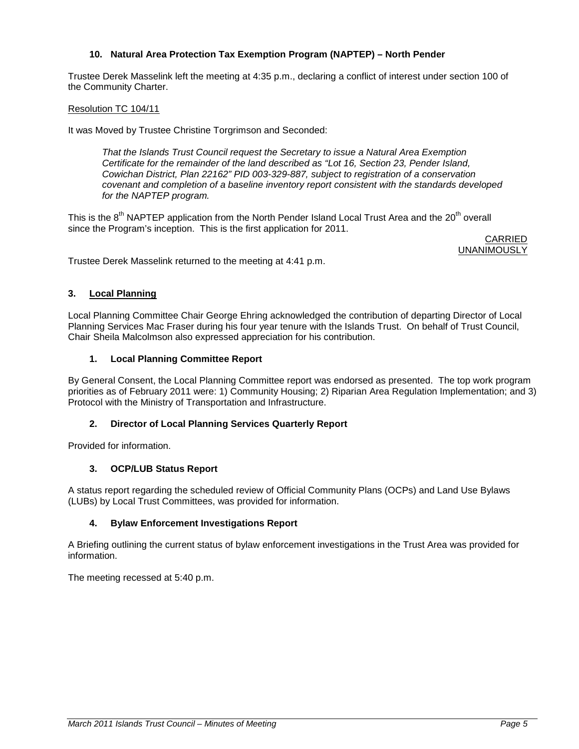### 10. Natural Area Protection Tax Exemption Program (NAPTEP) – North Pender

Trustee Derek Masselink left the meeting at 4:35 p.m., declaring a conflict of interest under section 100 of the Community Charter.

Resolution TC 104/11

It was Moved by Trustee Christine Torgrimson and Seconded:

> *That the Islands Trust Council request the Secretary to issue a Natural Area Exemption Certificate for the remainder of the land described as "Lot 16, Section 23, Pender Island, Cowichan District, Plan 22162" PID 003-329-887, subject to registration of a conservation covenant and completion of a baseline inventory report consistent with the standards developed for the NAPTEP program.*

This is the 8th NAPTEP application from the North Pender Island Local Trust Area and the 20th overall since the Program's inception. This is the first application for 2011.

CARRIED UNANIMOUSLY

Trustee Derek Masselink returned to the meeting at 4:41 p.m.

## 3. Local Planning

Local Planning Committee Chair George Ehring acknowledged the contribution of departing Director of Local Planning Services Mac Fraser during his four year tenure with the Islands Trust. On behalf of Trust Council, Chair Sheila Malcolmson also expressed appreciation for his contribution.

### 1. Local Planning Committee Report

By General Consent, the Local Planning Committee report was endorsed as presented. The top work program priorities as of February 2011 were: 1) Community Housing; 2) Riparian Area Regulation Implementation; and 3) Protocol with the Ministry of Transportation and Infrastructure.

### 2. Director of Local Planning Services Quarterly Report

Provided for information.

### 3. OCP/LUB Status Report

A status report regarding the scheduled review of Official Community Plans (OCPs) and Land Use Bylaws (LUBs) by Local Trust Committees, was provided for information.

### 4. Bylaw Enforcement Investigations Report

A Briefing outlining the current status of bylaw enforcement investigations in the Trust Area was provided for information.

The meeting recessed at 5:40 p.m.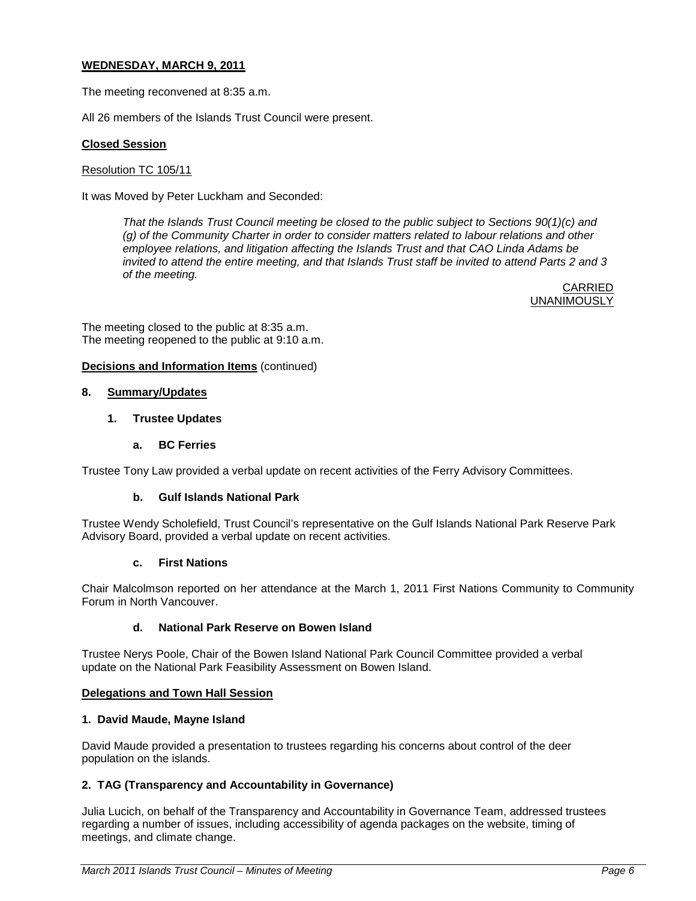**WEDNESDAY, MARCH 9, 2011**

The meeting reconvened at 8:35 a.m.

All 26 members of the Islands Trust Council were present.

**Closed Session**

Resolution TC 105/11

It was Moved by Peter Luckham and Seconded:

> *That the Islands Trust Council meeting be closed to the public subject to Sections 90(1)(c) and (g) of the Community Charter in order to consider matters related to labour relations and other employee relations, and litigation affecting the Islands Trust and that CAO Linda Adams be invited to attend the entire meeting, and that Islands Trust staff be invited to attend Parts 2 and 3 of the meeting.*

CARRIED UNANIMOUSLY

The meeting closed to the public at 8:35 a.m.
The meeting reopened to the public at 9:10 a.m.

**Decisions and Information Items** (continued)

## 8. Summary/Updates

### 1. Trustee Updates

#### a. BC Ferries

Trustee Tony Law provided a verbal update on recent activities of the Ferry Advisory Committees.

#### b. Gulf Islands National Park

Trustee Wendy Scholefield, Trust Council's representative on the Gulf Islands National Park Reserve Park Advisory Board, provided a verbal update on recent activities.

#### c. First Nations

Chair Malcolmson reported on her attendance at the March 1, 2011 First Nations Community to Community Forum in North Vancouver.

#### d. National Park Reserve on Bowen Island

Trustee Nerys Poole, Chair of the Bowen Island National Park Council Committee provided a verbal update on the National Park Feasibility Assessment on Bowen Island.

**Delegations and Town Hall Session**

**1. David Maude, Mayne Island**

David Maude provided a presentation to trustees regarding his concerns about control of the deer population on the islands.

**2. TAG (Transparency and Accountability in Governance)**

Julia Lucich, on behalf of the Transparency and Accountability in Governance Team, addressed trustees regarding a number of issues, including accessibility of agenda packages on the website, timing of meetings, and climate change.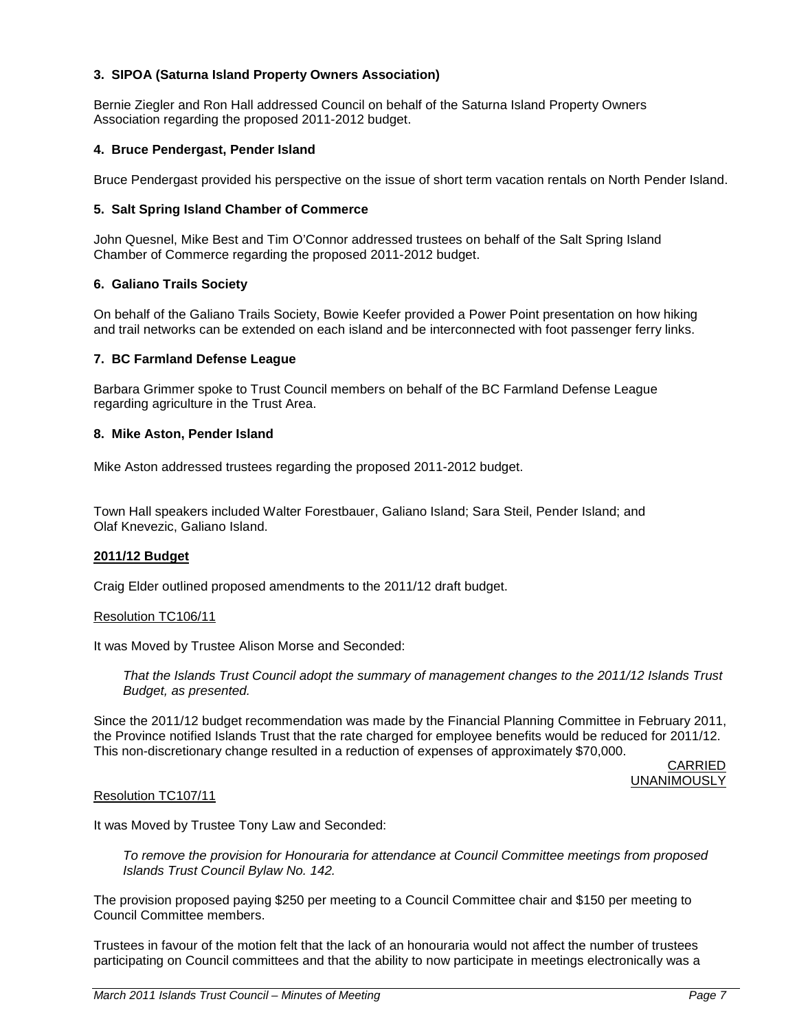**3. SIPOA (Saturna Island Property Owners Association)**

Bernie Ziegler and Ron Hall addressed Council on behalf of the Saturna Island Property Owners Association regarding the proposed 2011-2012 budget.

**4. Bruce Pendergast, Pender Island**

Bruce Pendergast provided his perspective on the issue of short term vacation rentals on North Pender Island.

**5. Salt Spring Island Chamber of Commerce**

John Quesnel, Mike Best and Tim O'Connor addressed trustees on behalf of the Salt Spring Island Chamber of Commerce regarding the proposed 2011-2012 budget.

**6. Galiano Trails Society**

On behalf of the Galiano Trails Society, Bowie Keefer provided a Power Point presentation on how hiking and trail networks can be extended on each island and be interconnected with foot passenger ferry links.

**7. BC Farmland Defense League**

Barbara Grimmer spoke to Trust Council members on behalf of the BC Farmland Defense League regarding agriculture in the Trust Area.

**8. Mike Aston, Pender Island**

Mike Aston addressed trustees regarding the proposed 2011-2012 budget.

Town Hall speakers included Walter Forestbauer, Galiano Island; Sara Steil, Pender Island; and Olaf Knevezic, Galiano Island.

**2011/12 Budget**

Craig Elder outlined proposed amendments to the 2011/12 draft budget.

Resolution TC106/11

It was Moved by Trustee Alison Morse and Seconded:

*That the Islands Trust Council adopt the summary of management changes to the 2011/12 Islands Trust Budget, as presented.*

Since the 2011/12 budget recommendation was made by the Financial Planning Committee in February 2011, the Province notified Islands Trust that the rate charged for employee benefits would be reduced for 2011/12. This non-discretionary change resulted in a reduction of expenses of approximately $70,000.

CARRIED
UNANIMOUSLY

Resolution TC107/11

It was Moved by Trustee Tony Law and Seconded:

*To remove the provision for Honouraria for attendance at Council Committee meetings from proposed Islands Trust Council Bylaw No. 142.*

The provision proposed paying $250 per meeting to a Council Committee chair and $150 per meeting to Council Committee members.

Trustees in favour of the motion felt that the lack of an honouraria would not affect the number of trustees participating on Council committees and that the ability to now participate in meetings electronically was a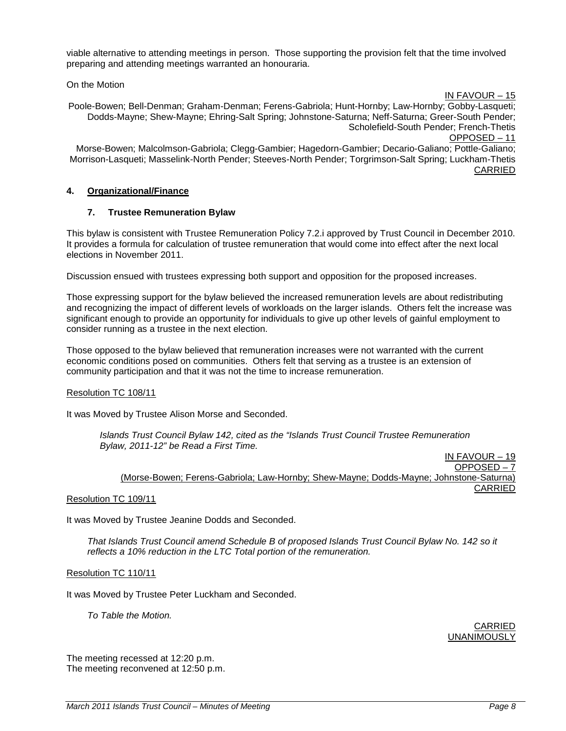viable alternative to attending meetings in person. Those supporting the provision felt that the time involved preparing and attending meetings warranted an honouraria.

On the Motion

IN FAVOUR – 15

Poole-Bowen; Bell-Denman; Graham-Denman; Ferens-Gabriola; Hunt-Hornby; Law-Hornby; Gobby-Lasqueti; Dodds-Mayne; Shew-Mayne; Ehring-Salt Spring; Johnstone-Saturna; Neff-Saturna; Greer-South Pender; Scholefield-South Pender; French-Thetis

OPPOSED – 11

Morse-Bowen; Malcolmson-Gabriola; Clegg-Gambier; Hagedorn-Gambier; Decario-Galiano; Pottle-Galiano; Morrison-Lasqueti; Masselink-North Pender; Steeves-North Pender; Torgrimson-Salt Spring; Luckham-Thetis

CARRIED

## 4. Organizational/Finance

### 7. Trustee Remuneration Bylaw

This bylaw is consistent with Trustee Remuneration Policy 7.2.i approved by Trust Council in December 2010. It provides a formula for calculation of trustee remuneration that would come into effect after the next local elections in November 2011.

Discussion ensued with trustees expressing both support and opposition for the proposed increases.

Those expressing support for the bylaw believed the increased remuneration levels are about redistributing and recognizing the impact of different levels of workloads on the larger islands. Others felt the increase was significant enough to provide an opportunity for individuals to give up other levels of gainful employment to consider running as a trustee in the next election.

Those opposed to the bylaw believed that remuneration increases were not warranted with the current economic conditions posed on communities. Others felt that serving as a trustee is an extension of community participation and that it was not the time to increase remuneration.

Resolution TC 108/11

It was Moved by Trustee Alison Morse and Seconded.

*Islands Trust Council Bylaw 142, cited as the "Islands Trust Council Trustee Remuneration Bylaw, 2011-12" be Read a First Time.*

IN FAVOUR – 19

OPPOSED – 7

(Morse-Bowen; Ferens-Gabriola; Law-Hornby; Shew-Mayne; Dodds-Mayne; Johnstone-Saturna)

CARRIED

Resolution TC 109/11

It was Moved by Trustee Jeanine Dodds and Seconded.

*That Islands Trust Council amend Schedule B of proposed Islands Trust Council Bylaw No. 142 so it reflects a 10% reduction in the LTC Total portion of the remuneration.*

Resolution TC 110/11

It was Moved by Trustee Peter Luckham and Seconded.

*To Table the Motion.*

CARRIED UNANIMOUSLY

The meeting recessed at 12:20 p.m.
The meeting reconvened at 12:50 p.m.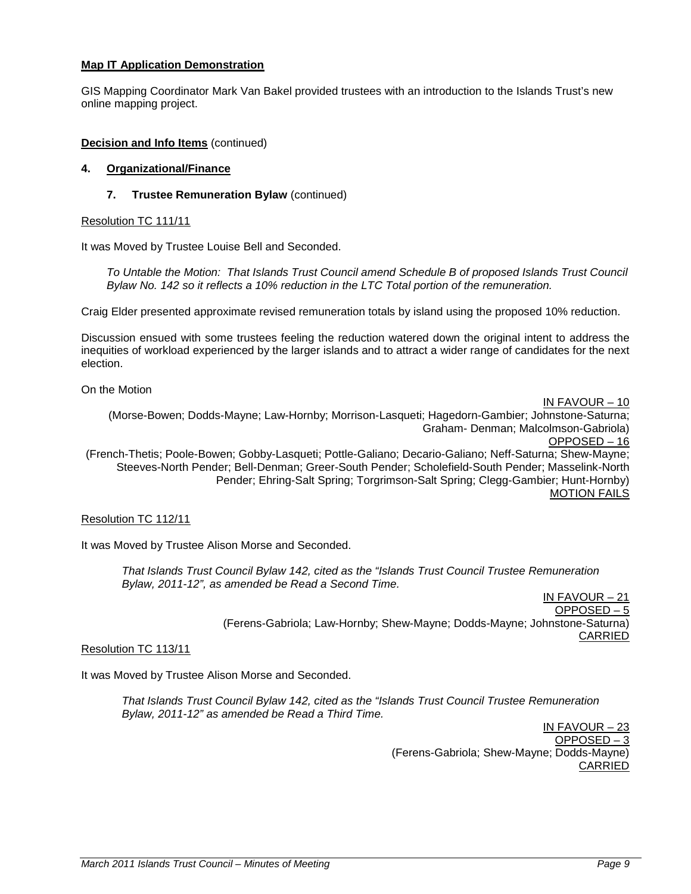**Map IT Application Demonstration**

GIS Mapping Coordinator Mark Van Bakel provided trustees with an introduction to the Islands Trust's new online mapping project.

**Decision and Info Items** (continued)

**4. Organizational/Finance**

**7. Trustee Remuneration Bylaw** (continued)

Resolution TC 111/11

It was Moved by Trustee Louise Bell and Seconded.

*To Untable the Motion: That Islands Trust Council amend Schedule B of proposed Islands Trust Council Bylaw No. 142 so it reflects a 10% reduction in the LTC Total portion of the remuneration.*

Craig Elder presented approximate revised remuneration totals by island using the proposed 10% reduction.

Discussion ensued with some trustees feeling the reduction watered down the original intent to address the inequities of workload experienced by the larger islands and to attract a wider range of candidates for the next election.

On the Motion

IN FAVOUR – 10

(Morse-Bowen; Dodds-Mayne; Law-Hornby; Morrison-Lasqueti; Hagedorn-Gambier; Johnstone-Saturna; Graham- Denman; Malcolmson-Gabriola)

OPPOSED – 16

(French-Thetis; Poole-Bowen; Gobby-Lasqueti; Pottle-Galiano; Decario-Galiano; Neff-Saturna; Shew-Mayne; Steeves-North Pender; Bell-Denman; Greer-South Pender; Scholefield-South Pender; Masselink-North Pender; Ehring-Salt Spring; Torgrimson-Salt Spring; Clegg-Gambier; Hunt-Hornby)

MOTION FAILS

Resolution TC 112/11

It was Moved by Trustee Alison Morse and Seconded.

*That Islands Trust Council Bylaw 142, cited as the "Islands Trust Council Trustee Remuneration Bylaw, 2011-12", as amended be Read a Second Time.*

IN FAVOUR – 21

OPPOSED – 5

(Ferens-Gabriola; Law-Hornby; Shew-Mayne; Dodds-Mayne; Johnstone-Saturna)

CARRIED

Resolution TC 113/11

It was Moved by Trustee Alison Morse and Seconded.

*That Islands Trust Council Bylaw 142, cited as the "Islands Trust Council Trustee Remuneration Bylaw, 2011-12" as amended be Read a Third Time.*

IN FAVOUR – 23

OPPOSED – 3

(Ferens-Gabriola; Shew-Mayne; Dodds-Mayne)

CARRIED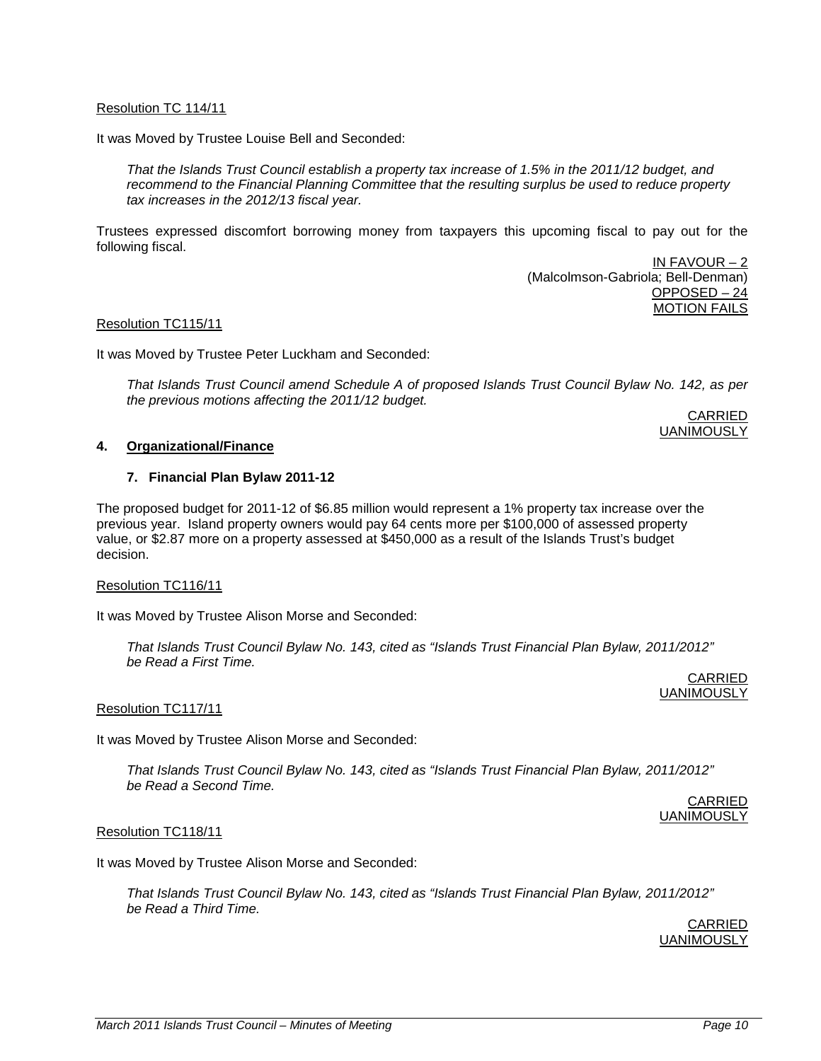Resolution TC 114/11

It was Moved by Trustee Louise Bell and Seconded:

*That the Islands Trust Council establish a property tax increase of 1.5% in the 2011/12 budget, and recommend to the Financial Planning Committee that the resulting surplus be used to reduce property tax increases in the 2012/13 fiscal year.*

Trustees expressed discomfort borrowing money from taxpayers this upcoming fiscal to pay out for the following fiscal.

IN FAVOUR – 2
(Malcolmson-Gabriola; Bell-Denman)
OPPOSED – 24
MOTION FAILS

Resolution TC115/11

It was Moved by Trustee Peter Luckham and Seconded:

*That Islands Trust Council amend Schedule A of proposed Islands Trust Council Bylaw No. 142, as per the previous motions affecting the 2011/12 budget.*

CARRIED
UANIMOUSLY

## 4. Organizational/Finance

### 7. Financial Plan Bylaw 2011-12

The proposed budget for 2011-12 of $6.85 million would represent a 1% property tax increase over the previous year. Island property owners would pay 64 cents more per $100,000 of assessed property value, or $2.87 more on a property assessed at $450,000 as a result of the Islands Trust's budget decision.

Resolution TC116/11

It was Moved by Trustee Alison Morse and Seconded:

*That Islands Trust Council Bylaw No. 143, cited as "Islands Trust Financial Plan Bylaw, 2011/2012" be Read a First Time.*

CARRIED
UANIMOUSLY

Resolution TC117/11

It was Moved by Trustee Alison Morse and Seconded:

*That Islands Trust Council Bylaw No. 143, cited as "Islands Trust Financial Plan Bylaw, 2011/2012" be Read a Second Time.*

CARRIED
UANIMOUSLY

Resolution TC118/11

It was Moved by Trustee Alison Morse and Seconded:

*That Islands Trust Council Bylaw No. 143, cited as "Islands Trust Financial Plan Bylaw, 2011/2012" be Read a Third Time.*

CARRIED
UANIMOUSLY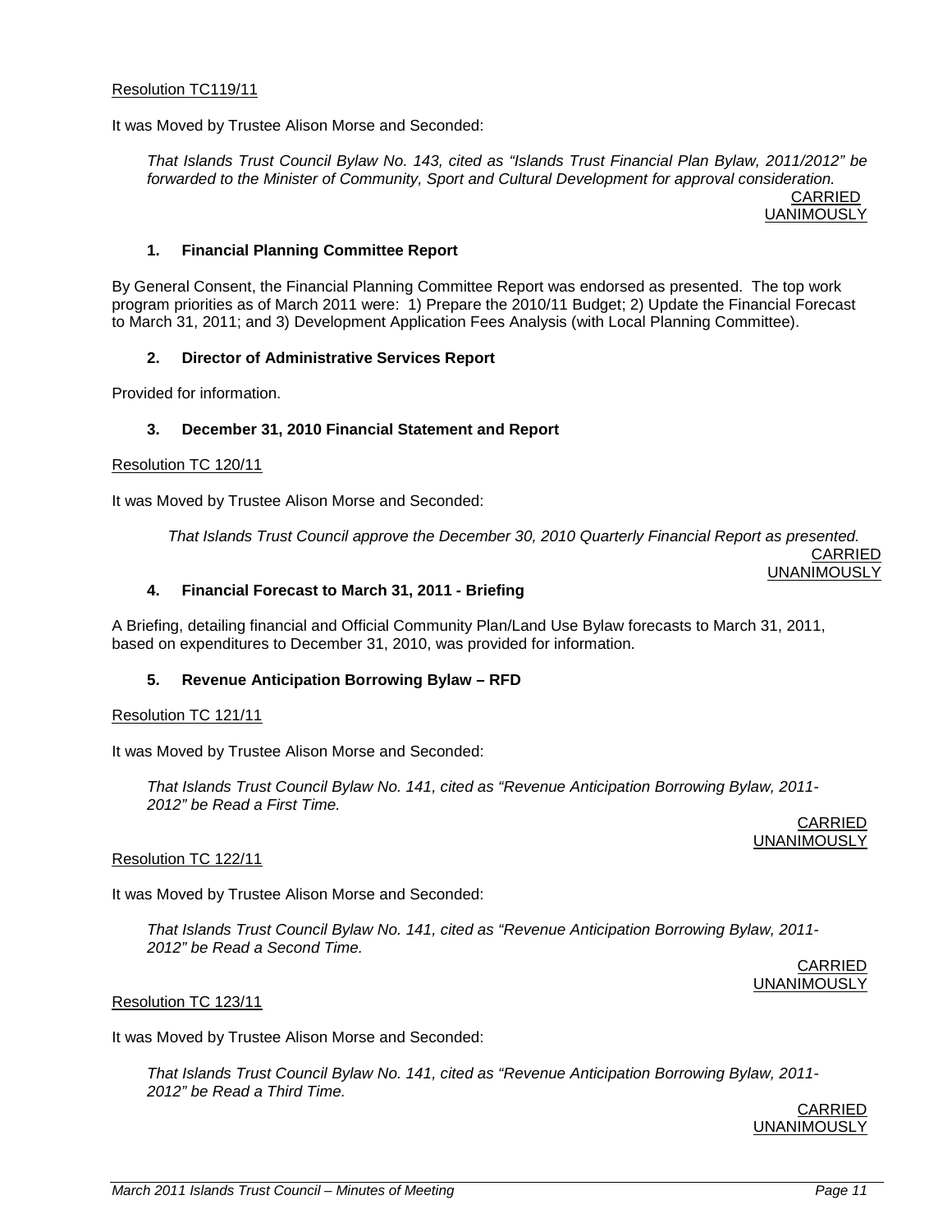Resolution TC119/11

It was Moved by Trustee Alison Morse and Seconded:

*That Islands Trust Council Bylaw No. 143, cited as "Islands Trust Financial Plan Bylaw, 2011/2012" be forwarded to the Minister of Community, Sport and Cultural Development for approval consideration.*

CARRIED UANIMOUSLY

### 1. Financial Planning Committee Report

By General Consent, the Financial Planning Committee Report was endorsed as presented. The top work program priorities as of March 2011 were: 1) Prepare the 2010/11 Budget; 2) Update the Financial Forecast to March 31, 2011; and 3) Development Application Fees Analysis (with Local Planning Committee).

### 2. Director of Administrative Services Report

Provided for information.

### 3. December 31, 2010 Financial Statement and Report

Resolution TC 120/11

It was Moved by Trustee Alison Morse and Seconded:

*That Islands Trust Council approve the December 30, 2010 Quarterly Financial Report as presented.*

CARRIED UNANIMOUSLY

### 4. Financial Forecast to March 31, 2011 - Briefing

A Briefing, detailing financial and Official Community Plan/Land Use Bylaw forecasts to March 31, 2011, based on expenditures to December 31, 2010, was provided for information.

### 5. Revenue Anticipation Borrowing Bylaw – RFD

Resolution TC 121/11

It was Moved by Trustee Alison Morse and Seconded:

*That Islands Trust Council Bylaw No. 141, cited as "Revenue Anticipation Borrowing Bylaw, 2011-2012" be Read a First Time.*

CARRIED UNANIMOUSLY

Resolution TC 122/11

It was Moved by Trustee Alison Morse and Seconded:

*That Islands Trust Council Bylaw No. 141, cited as "Revenue Anticipation Borrowing Bylaw, 2011-2012" be Read a Second Time.*

CARRIED UNANIMOUSLY

Resolution TC 123/11

It was Moved by Trustee Alison Morse and Seconded:

*That Islands Trust Council Bylaw No. 141, cited as "Revenue Anticipation Borrowing Bylaw, 2011-2012" be Read a Third Time.*

CARRIED UNANIMOUSLY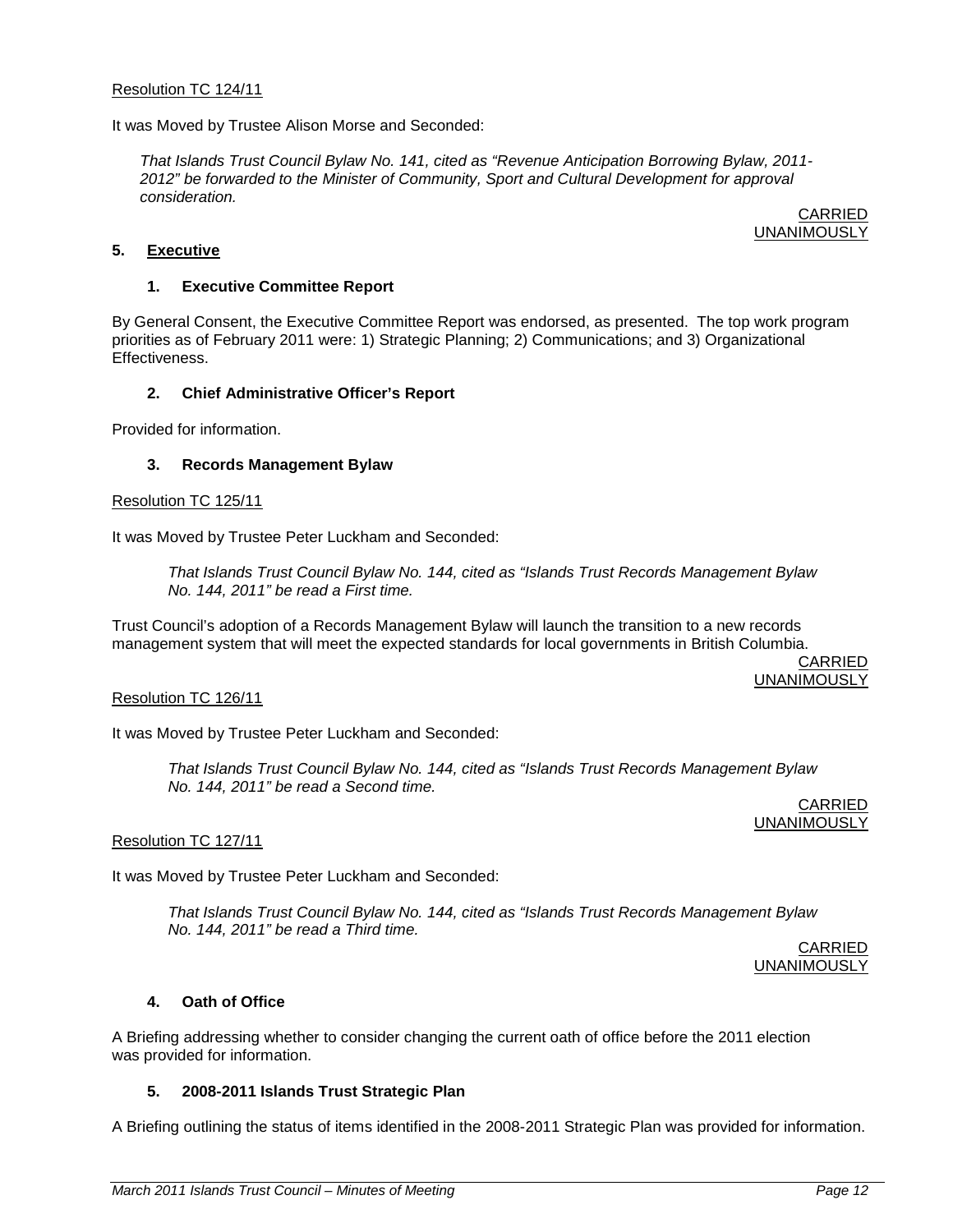Resolution TC 124/11

It was Moved by Trustee Alison Morse and Seconded:

> *That Islands Trust Council Bylaw No. 141, cited as "Revenue Anticipation Borrowing Bylaw, 2011-2012" be forwarded to the Minister of Community, Sport and Cultural Development for approval consideration.*

CARRIED UNANIMOUSLY

## 5. Executive

### 1. Executive Committee Report

By General Consent, the Executive Committee Report was endorsed, as presented. The top work program priorities as of February 2011 were: 1) Strategic Planning; 2) Communications; and 3) Organizational Effectiveness.

### 2. Chief Administrative Officer's Report

Provided for information.

### 3. Records Management Bylaw

Resolution TC 125/11

It was Moved by Trustee Peter Luckham and Seconded:

> *That Islands Trust Council Bylaw No. 144, cited as "Islands Trust Records Management Bylaw No. 144, 2011" be read a First time.*

Trust Council's adoption of a Records Management Bylaw will launch the transition to a new records management system that will meet the expected standards for local governments in British Columbia.

CARRIED UNANIMOUSLY

Resolution TC 126/11

It was Moved by Trustee Peter Luckham and Seconded:

> *That Islands Trust Council Bylaw No. 144, cited as "Islands Trust Records Management Bylaw No. 144, 2011" be read a Second time.*

CARRIED UNANIMOUSLY

Resolution TC 127/11

It was Moved by Trustee Peter Luckham and Seconded:

> *That Islands Trust Council Bylaw No. 144, cited as "Islands Trust Records Management Bylaw No. 144, 2011" be read a Third time.*

CARRIED UNANIMOUSLY

### 4. Oath of Office

A Briefing addressing whether to consider changing the current oath of office before the 2011 election was provided for information.

### 5. 2008-2011 Islands Trust Strategic Plan

A Briefing outlining the status of items identified in the 2008-2011 Strategic Plan was provided for information.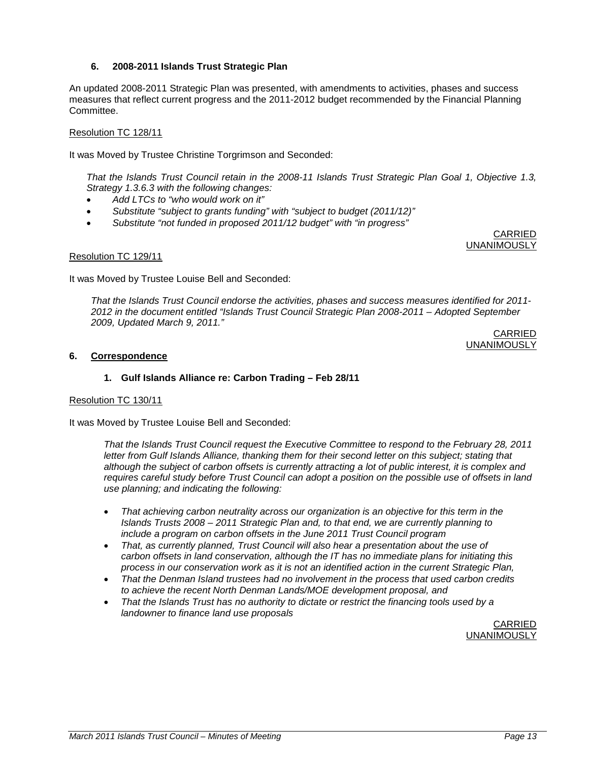### 6. 2008-2011 Islands Trust Strategic Plan

An updated 2008-2011 Strategic Plan was presented, with amendments to activities, phases and success measures that reflect current progress and the 2011-2012 budget recommended by the Financial Planning Committee.

Resolution TC 128/11

It was Moved by Trustee Christine Torgrimson and Seconded:

*That the Islands Trust Council retain in the 2008-11 Islands Trust Strategic Plan Goal 1, Objective 1.3, Strategy 1.3.6.3 with the following changes:*

- *Add LTCs to "who would work on it"*
- *Substitute "subject to grants funding" with "subject to budget (2011/12)"*
- *Substitute "not funded in proposed 2011/12 budget" with "in progress"*

CARRIED UNANIMOUSLY

Resolution TC 129/11

It was Moved by Trustee Louise Bell and Seconded:

*That the Islands Trust Council endorse the activities, phases and success measures identified for 2011-2012 in the document entitled "Islands Trust Council Strategic Plan 2008-2011 – Adopted September 2009, Updated March 9, 2011."*

CARRIED UNANIMOUSLY

## 6. Correspondence

### 1. Gulf Islands Alliance re: Carbon Trading – Feb 28/11

Resolution TC 130/11

It was Moved by Trustee Louise Bell and Seconded:

*That the Islands Trust Council request the Executive Committee to respond to the February 28, 2011 letter from Gulf Islands Alliance, thanking them for their second letter on this subject; stating that although the subject of carbon offsets is currently attracting a lot of public interest, it is complex and requires careful study before Trust Council can adopt a position on the possible use of offsets in land use planning; and indicating the following:*

- *That achieving carbon neutrality across our organization is an objective for this term in the Islands Trusts 2008 – 2011 Strategic Plan and, to that end, we are currently planning to include a program on carbon offsets in the June 2011 Trust Council program*
- *That, as currently planned, Trust Council will also hear a presentation about the use of carbon offsets in land conservation, although the IT has no immediate plans for initiating this process in our conservation work as it is not an identified action in the current Strategic Plan,*
- *That the Denman Island trustees had no involvement in the process that used carbon credits to achieve the recent North Denman Lands/MOE development proposal, and*
- *That the Islands Trust has no authority to dictate or restrict the financing tools used by a landowner to finance land use proposals*

CARRIED UNANIMOUSLY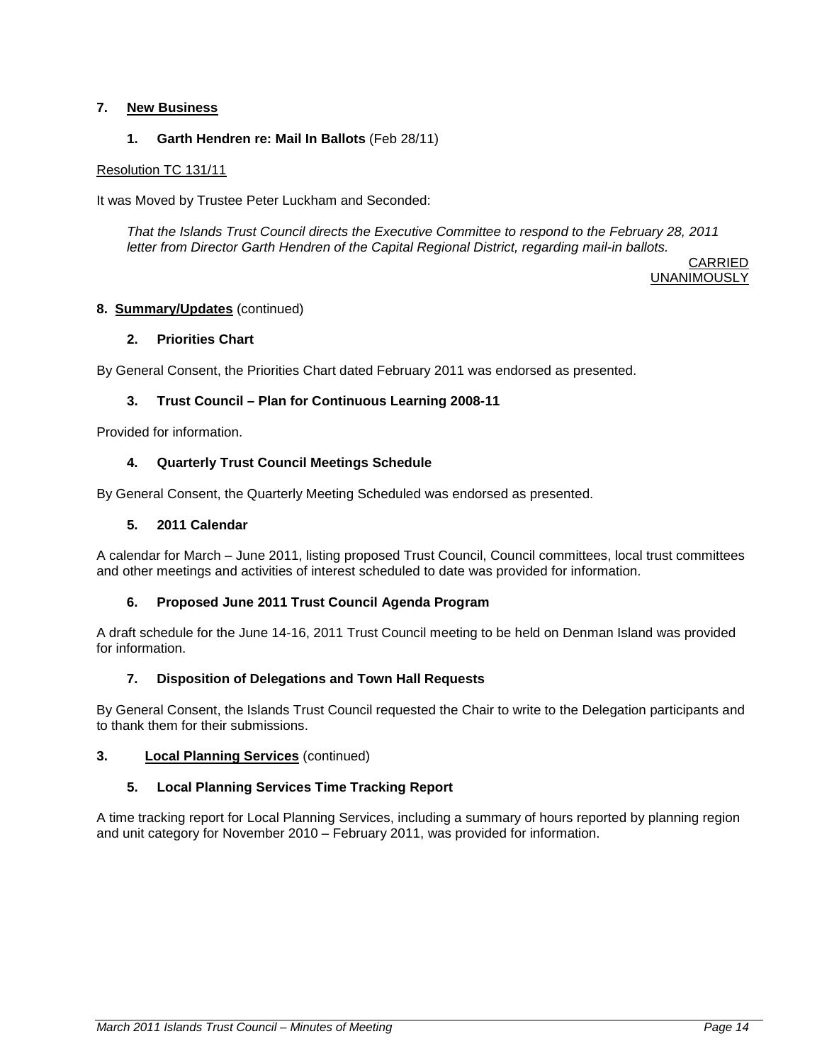## 7. New Business

### 1. Garth Hendren re: Mail In Ballots (Feb 28/11)

Resolution TC 131/11

It was Moved by Trustee Peter Luckham and Seconded:

*That the Islands Trust Council directs the Executive Committee to respond to the February 28, 2011 letter from Director Garth Hendren of the Capital Regional District, regarding mail-in ballots.*

CARRIED UNANIMOUSLY

## 8. Summary/Updates (continued)

### 2. Priorities Chart

By General Consent, the Priorities Chart dated February 2011 was endorsed as presented.

### 3. Trust Council – Plan for Continuous Learning 2008-11

Provided for information.

### 4. Quarterly Trust Council Meetings Schedule

By General Consent, the Quarterly Meeting Scheduled was endorsed as presented.

### 5. 2011 Calendar

A calendar for March – June 2011, listing proposed Trust Council, Council committees, local trust committees and other meetings and activities of interest scheduled to date was provided for information.

### 6. Proposed June 2011 Trust Council Agenda Program

A draft schedule for the June 14-16, 2011 Trust Council meeting to be held on Denman Island was provided for information.

### 7. Disposition of Delegations and Town Hall Requests

By General Consent, the Islands Trust Council requested the Chair to write to the Delegation participants and to thank them for their submissions.

## 3. Local Planning Services (continued)

### 5. Local Planning Services Time Tracking Report

A time tracking report for Local Planning Services, including a summary of hours reported by planning region and unit category for November 2010 – February 2011, was provided for information.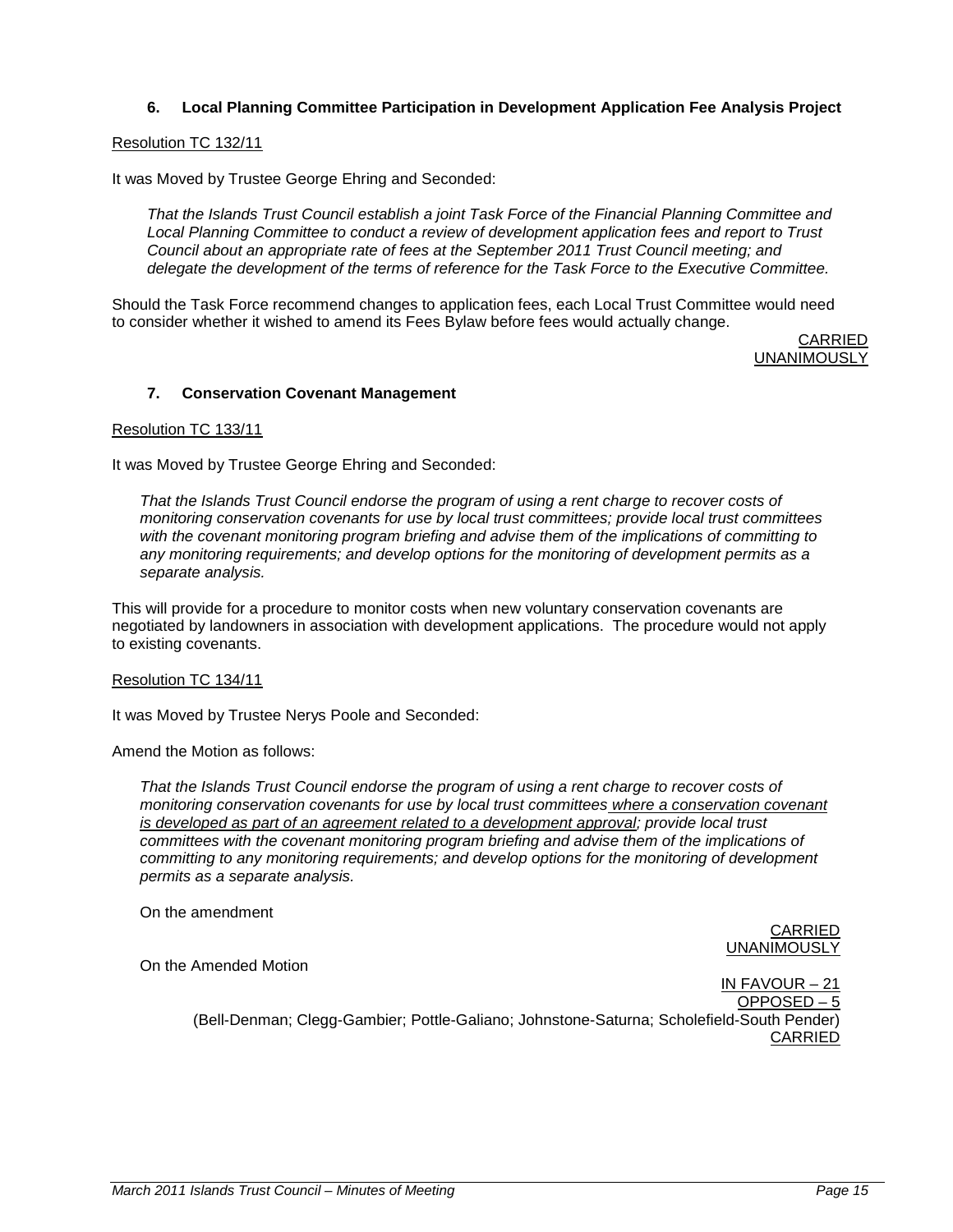### 6. Local Planning Committee Participation in Development Application Fee Analysis Project

Resolution TC 132/11

It was Moved by Trustee George Ehring and Seconded:

> *That the Islands Trust Council establish a joint Task Force of the Financial Planning Committee and Local Planning Committee to conduct a review of development application fees and report to Trust Council about an appropriate rate of fees at the September 2011 Trust Council meeting; and delegate the development of the terms of reference for the Task Force to the Executive Committee.*

Should the Task Force recommend changes to application fees, each Local Trust Committee would need to consider whether it wished to amend its Fees Bylaw before fees would actually change.

CARRIED
UNANIMOUSLY

### 7. Conservation Covenant Management

Resolution TC 133/11

It was Moved by Trustee George Ehring and Seconded:

> *That the Islands Trust Council endorse the program of using a rent charge to recover costs of monitoring conservation covenants for use by local trust committees; provide local trust committees with the covenant monitoring program briefing and advise them of the implications of committing to any monitoring requirements; and develop options for the monitoring of development permits as a separate analysis.*

This will provide for a procedure to monitor costs when new voluntary conservation covenants are negotiated by landowners in association with development applications. The procedure would not apply to existing covenants.

Resolution TC 134/11

It was Moved by Trustee Nerys Poole and Seconded:

Amend the Motion as follows:

> *That the Islands Trust Council endorse the program of using a rent charge to recover costs of monitoring conservation covenants for use by local trust committees where a conservation covenant is developed as part of an agreement related to a development approval; provide local trust committees with the covenant monitoring program briefing and advise them of the implications of committing to any monitoring requirements; and develop options for the monitoring of development permits as a separate analysis.*

On the amendment

CARRIED
UNANIMOUSLY

On the Amended Motion

IN FAVOUR – 21
OPPOSED – 5
(Bell-Denman; Clegg-Gambier; Pottle-Galiano; Johnstone-Saturna; Scholefield-South Pender)
CARRIED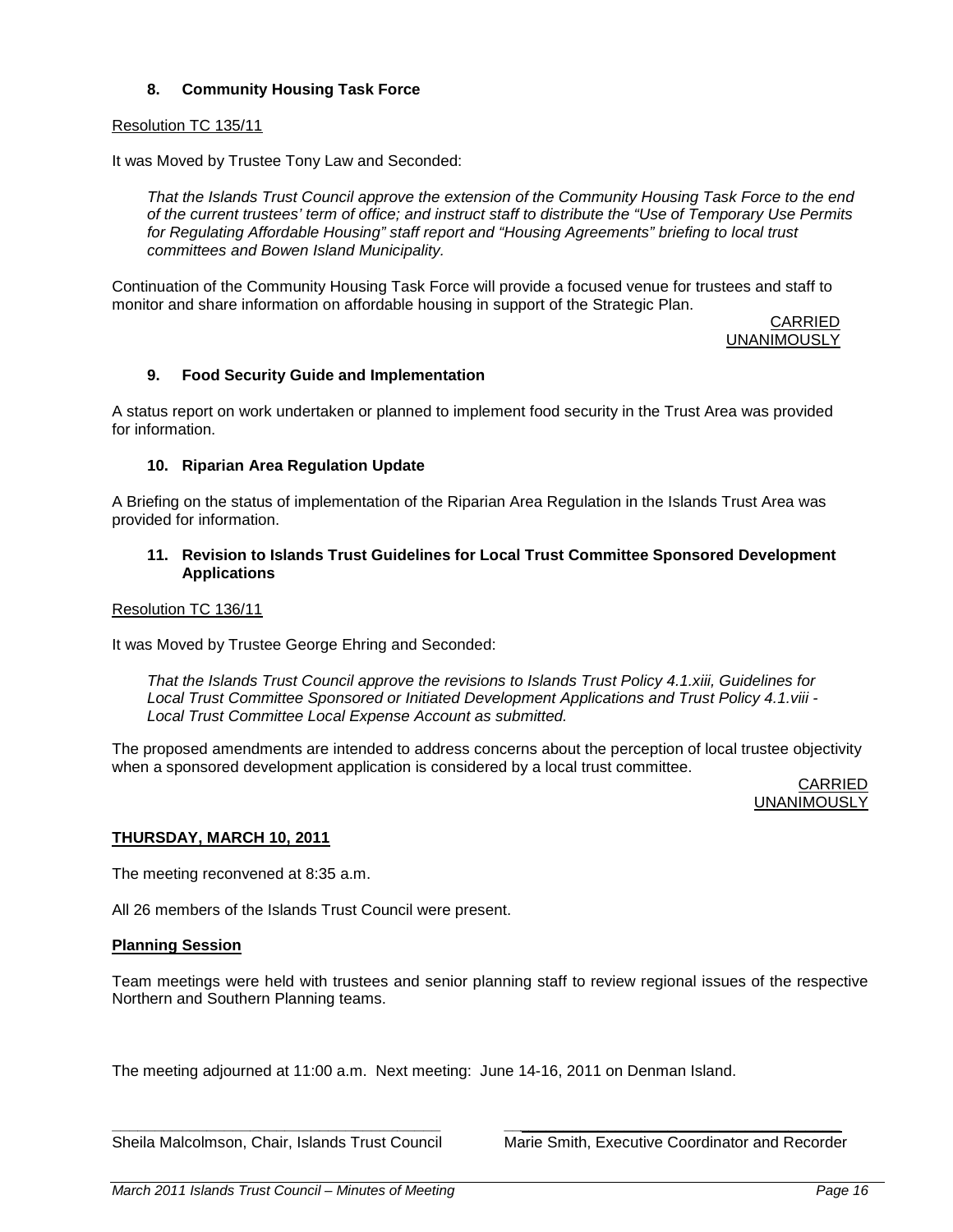### 8. Community Housing Task Force

Resolution TC 135/11

It was Moved by Trustee Tony Law and Seconded:

*That the Islands Trust Council approve the extension of the Community Housing Task Force to the end of the current trustees' term of office; and instruct staff to distribute the "Use of Temporary Use Permits for Regulating Affordable Housing" staff report and "Housing Agreements" briefing to local trust committees and Bowen Island Municipality.*

Continuation of the Community Housing Task Force will provide a focused venue for trustees and staff to monitor and share information on affordable housing in support of the Strategic Plan.

CARRIED
UNANIMOUSLY

### 9. Food Security Guide and Implementation

A status report on work undertaken or planned to implement food security in the Trust Area was provided for information.

### 10. Riparian Area Regulation Update

A Briefing on the status of implementation of the Riparian Area Regulation in the Islands Trust Area was provided for information.

### 11. Revision to Islands Trust Guidelines for Local Trust Committee Sponsored Development Applications

Resolution TC 136/11

It was Moved by Trustee George Ehring and Seconded:

*That the Islands Trust Council approve the revisions to Islands Trust Policy 4.1.xiii, Guidelines for Local Trust Committee Sponsored or Initiated Development Applications and Trust Policy 4.1.viii - Local Trust Committee Local Expense Account as submitted.*

The proposed amendments are intended to address concerns about the perception of local trustee objectivity when a sponsored development application is considered by a local trust committee.

CARRIED
UNANIMOUSLY

## THURSDAY, MARCH 10, 2011

The meeting reconvened at 8:35 a.m.

All 26 members of the Islands Trust Council were present.

## Planning Session

Team meetings were held with trustees and senior planning staff to review regional issues of the respective Northern and Southern Planning teams.

The meeting adjourned at 11:00 a.m. Next meeting: June 14-16, 2011 on Denman Island.

Sheila Malcolmson, Chair, Islands Trust Council

Marie Smith, Executive Coordinator and Recorder